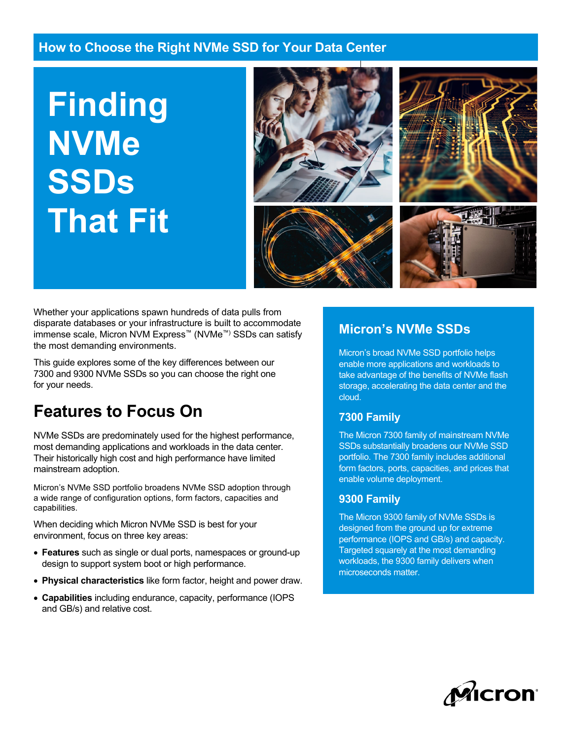## How to Choose the Right NVMe SSD for Your Data Center

# Finding NVMe SSDs That Fit

Whether your applications spawn hundreds of data pulls from disparate databases or your infrastructure is built to accommodate immense scale, Micron NVM Express™ (NVMe™) SSDs can satisfy the most demanding environments.

This guide explores some of the key differences between our 7300 and 9300 NVMe SSDs so you can choose the right one for your needs.

## Features to Focus On

NVMe SSDs are predominately used for the highest performance, most demanding applications and workloads in the data center. Their historically high cost and high performance have limited mainstream adoption.

Micron's NVMe SSD portfolio broadens NVMe SSD adoption through a wide range of configuration options, form factors, capacities and capabilities.

When deciding which Micron NVMe SSD is best for your environment, focus on three key areas:

- **Features** such as single or dual ports, namespaces or ground-up design to support system boot or high performance.
- **Physical characteristics** like form factor, height and power draw.
- **Capabilities** including endurance, capacity, performance (IOPS and GB/s) and relative cost.

## Micron's NVMe SSDs

Micron's broad NVMe SSD portfolio helps enable more applications and workloads to take advantage of the benefits of NVMe flash storage, accelerating the data center and the cloud.

### 7300 Family

The Micron 7300 family of mainstream NVMe SSDs substantially broadens our NVMe SSD portfolio. The 7300 family includes additional form factors, ports, capacities, and prices that enable volume deployment.

### 9300 Family

The Micron 9300 family of NVMe SSDs is designed from the ground up for extreme performance (IOPS and GB/s) and capacity. Targeted squarely at the most demanding workloads, the 9300 family delivers when microseconds matter.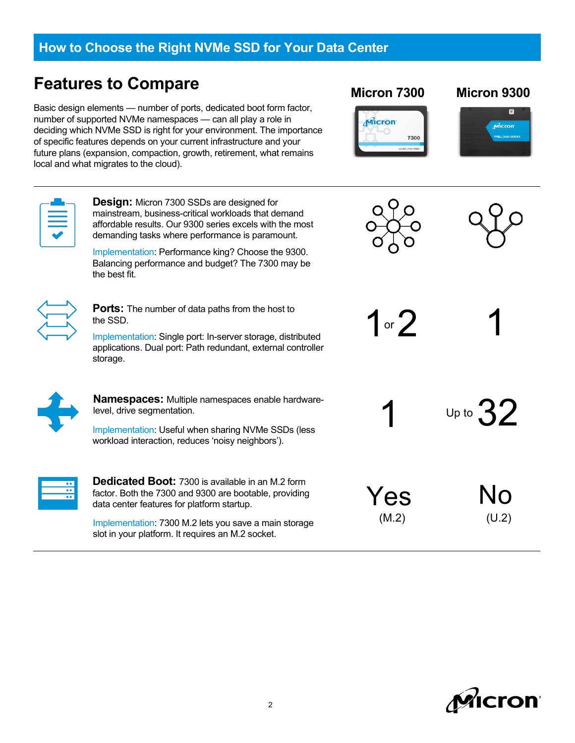## How to Choose the Right NVMe SSD for Your Data Center

# Features to Compare

Basic design elements — number of ports, dedicated boot form factor, number of supported NVMe namespaces — can all play a role in deciding which NVMe SSD is right for your environment. The importance of specific features depends on your current infrastructure and your future plans (expansion, compaction, growth, retirement, what remains local and what migrates to the cloud).

| Feature | Micron 7300 | Micron 9300 |
|---|---|---|
| **Design:** Micron 7300 SSDs are designed for mainstream, business-critical workloads that demand affordable results. Our 9300 series excels with the most demanding tasks where performance is paramount.<br><br>Implementation: Performance king? Choose the 9300. Balancing performance and budget? The 7300 may be the best fit. | | |
| **Ports:** The number of data paths from the host to the SSD.<br><br>Implementation: Single port: In-server storage, distributed applications. Dual port: Path redundant, external controller storage. | 1 or 2 | 1 |
| **Namespaces:** Multiple namespaces enable hardware-level, drive segmentation.<br><br>Implementation: Useful when sharing NVMe SSDs (less workload interaction, reduces 'noisy neighbors'). | 1 | Up to 32 |
| **Dedicated Boot:** 7300 is available in an M.2 form factor. Both the 7300 and 9300 are bootable, providing data center features for platform startup.<br><br>Implementation: 7300 M.2 lets you save a main storage slot in your platform. It requires an M.2 socket. | Yes (M.2) | No (U.2) |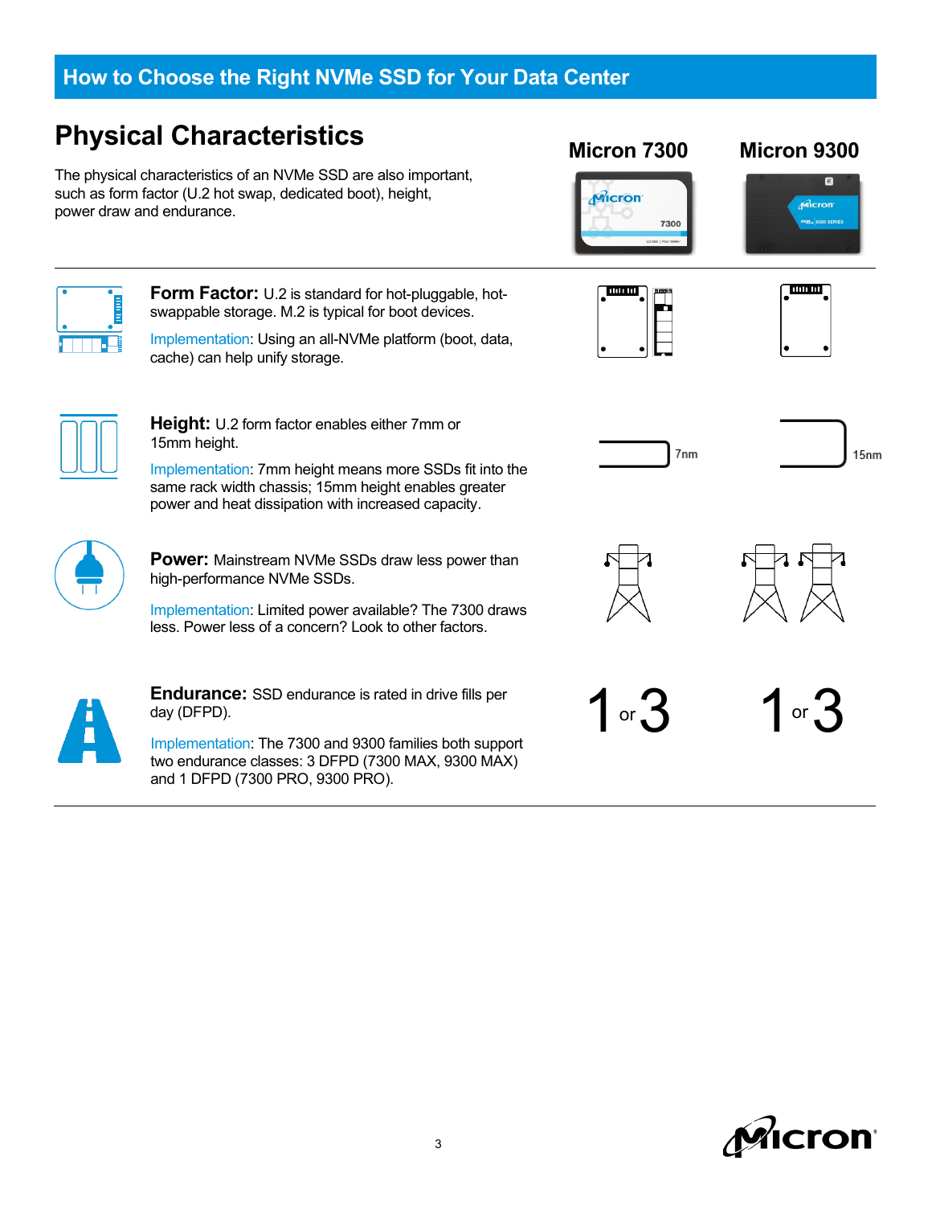## Physical Characteristics

The physical characteristics of an NVMe SSD are also important, such as form factor (U.2 hot swap, dedicated boot), height, power draw and endurance.

**Micron 7300** | **Micron 9300**

**Form Factor:** U.2 is standard for hot-pluggable, hot-swappable storage. M.2 is typical for boot devices.

Implementation: Using an all-NVMe platform (boot, data, cache) can help unify storage.

**Height:** U.2 form factor enables either 7mm or 15mm height.

Implementation: 7mm height means more SSDs fit into the same rack width chassis; 15mm height enables greater power and heat dissipation with increased capacity.

7nm | 15nm

**Power:** Mainstream NVMe SSDs draw less power than high-performance NVMe SSDs.

Implementation: Limited power available? The 7300 draws less. Power less of a concern? Look to other factors.

**Endurance:** SSD endurance is rated in drive fills per day (DFPD).

Implementation: The 7300 and 9300 families both support two endurance classes: 3 DFPD (7300 MAX, 9300 MAX) and 1 DFPD (7300 PRO, 9300 PRO).

1 or 3 | 1 or 3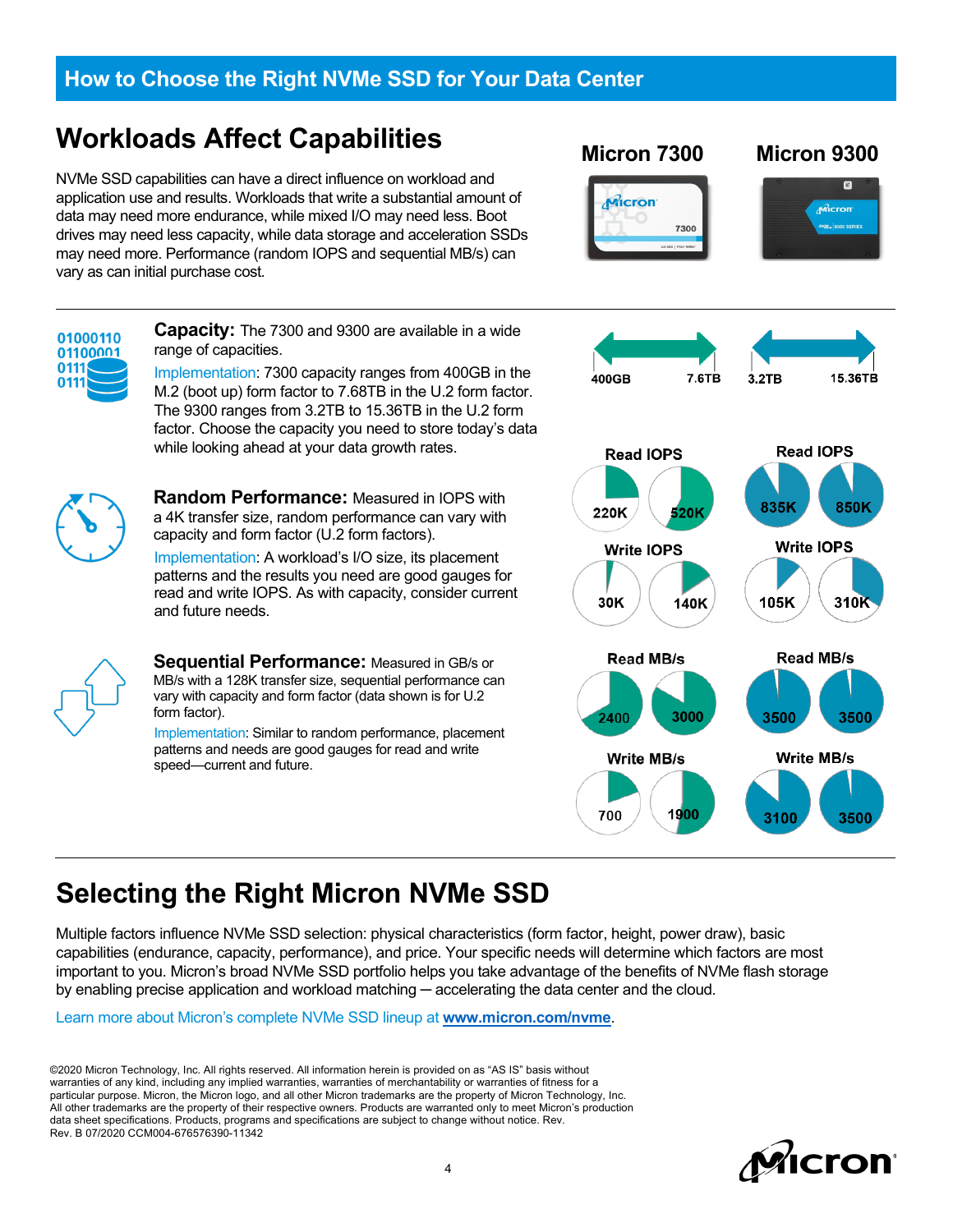## How to Choose the Right NVMe SSD for Your Data Center

# Workloads Affect Capabilities

NVMe SSD capabilities can have a direct influence on workload and application use and results. Workloads that write a substantial amount of data may need more endurance, while mixed I/O may need less. Boot drives may need less capacity, while data storage and acceleration SSDs may need more. Performance (random IOPS and sequential MB/s) can vary as can initial purchase cost.

Micron 7300

Micron 9300

**Capacity:** The 7300 and 9300 are available in a wide range of capacities.

Implementation: 7300 capacity ranges from 400GB in the M.2 (boot up) form factor to 7.68TB in the U.2 form factor. The 9300 ranges from 3.2TB to 15.36TB in the U.2 form factor. Choose the capacity you need to store today's data while looking ahead at your data growth rates.

400GB
7.6TB
3.2TB
15.36TB

**Random Performance:** Measured in IOPS with a 4K transfer size, random performance can vary with capacity and form factor (U.2 form factors).

Implementation: A workload's I/O size, its placement patterns and the results you need are good gauges for read and write IOPS. As with capacity, consider current and future needs.

Read IOPS
220K
520K

Read IOPS
835K
850K

Write IOPS
30K
140K

Write IOPS
105K
310K

**Sequential Performance:** Measured in GB/s or MB/s with a 128K transfer size, sequential performance can vary with capacity and form factor (data shown is for U.2 form factor).

Implementation: Similar to random performance, placement patterns and needs are good gauges for read and write speed—current and future.

Read MB/s
2400
3000

Read MB/s
3500
3500

Write MB/s
700
1900

Write MB/s
3100
3500

# Selecting the Right Micron NVMe SSD

Multiple factors influence NVMe SSD selection: physical characteristics (form factor, height, power draw), basic capabilities (endurance, capacity, performance), and price. Your specific needs will determine which factors are most important to you. Micron's broad NVMe SSD portfolio helps you take advantage of the benefits of NVMe flash storage by enabling precise application and workload matching — accelerating the data center and the cloud.

Learn more about Micron's complete NVMe SSD lineup at **www.micron.com/nvme**.

©2020 Micron Technology, Inc. All rights reserved. All information herein is provided on as "AS IS" basis without warranties of any kind, including any implied warranties, warranties of merchantability or warranties of fitness for a particular purpose. Micron, the Micron logo, and all other Micron trademarks are the property of Micron Technology, Inc. All other trademarks are the property of their respective owners. Products are warranted only to meet Micron's production data sheet specifications. Products, programs and specifications are subject to change without notice. Rev. Rev. B 07/2020 CCM004-676576390-11342